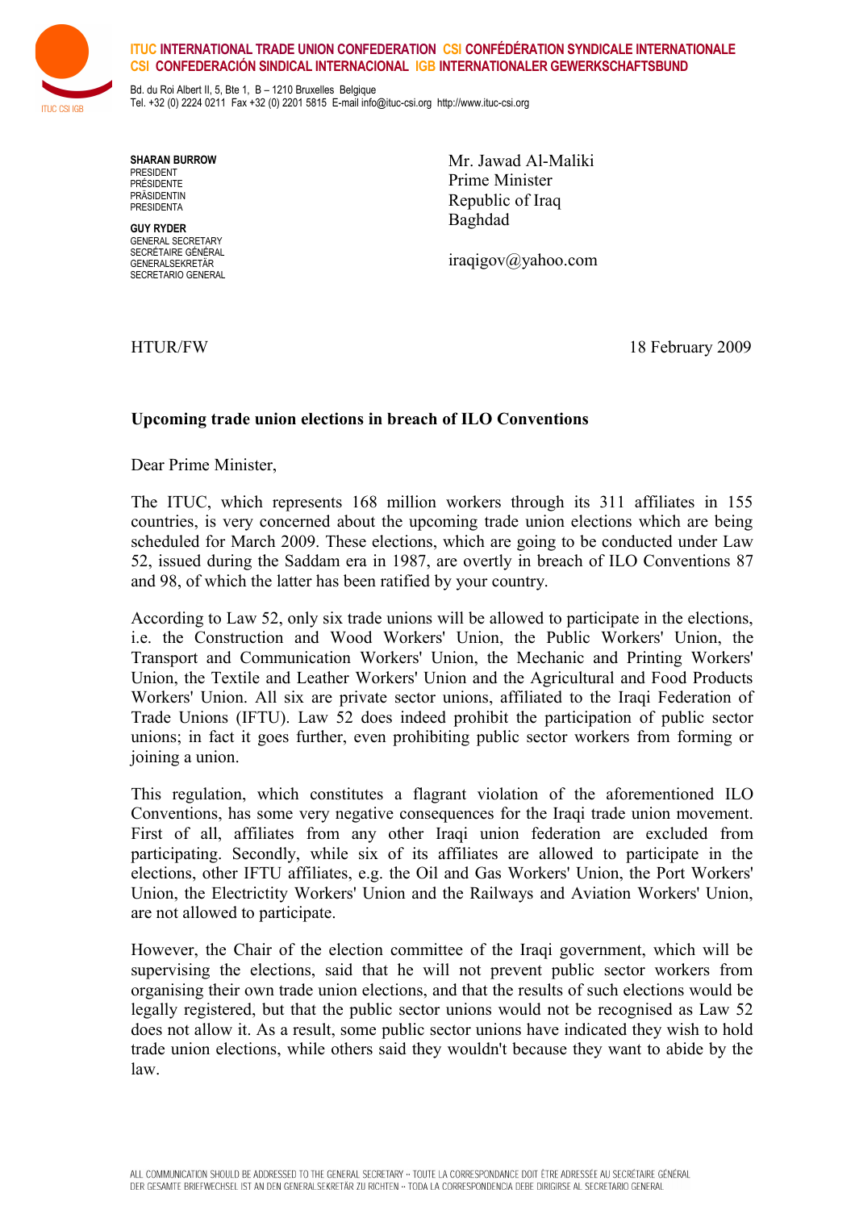**ITUC INTERNATIONAL TRADE UNION CONFEDERATION CSI CONFÉDÉRATION SYNDICALE INTERNATIONALE**
**CSI CONFEDERACIÓN SINDICAL INTERNACIONAL IGB INTERNATIONALER GEWERKSCHAFTSBUND**

Bd. du Roi Albert II, 5, Bte 1, B – 1210 Bruxelles Belgique
Tel. +32 (0) 2224 0211 Fax +32 (0) 2201 5815 E-mail info@ituc-csi.org http://www.ituc-csi.org

**SHARAN BURROW**
PRESIDENT
PRÉSIDENTE
PRÄSIDENTIN
PRESIDENTA

**GUY RYDER**
GENERAL SECRETARY
SECRÉTAIRE GÉNÉRAL
GENERALSEKRETÄR
SECRETARIO GENERAL

Mr. Jawad Al-Maliki
Prime Minister
Republic of Iraq
Baghdad

iraqigov@yahoo.com

HTUR/FW

18 February 2009

**Upcoming trade union elections in breach of ILO Conventions**

Dear Prime Minister,

The ITUC, which represents 168 million workers through its 311 affiliates in 155 countries, is very concerned about the upcoming trade union elections which are being scheduled for March 2009. These elections, which are going to be conducted under Law 52, issued during the Saddam era in 1987, are overtly in breach of ILO Conventions 87 and 98, of which the latter has been ratified by your country.

According to Law 52, only six trade unions will be allowed to participate in the elections, i.e. the Construction and Wood Workers' Union, the Public Workers' Union, the Transport and Communication Workers' Union, the Mechanic and Printing Workers' Union, the Textile and Leather Workers' Union and the Agricultural and Food Products Workers' Union. All six are private sector unions, affiliated to the Iraqi Federation of Trade Unions (IFTU). Law 52 does indeed prohibit the participation of public sector unions; in fact it goes further, even prohibiting public sector workers from forming or joining a union.

This regulation, which constitutes a flagrant violation of the aforementioned ILO Conventions, has some very negative consequences for the Iraqi trade union movement. First of all, affiliates from any other Iraqi union federation are excluded from participating. Secondly, while six of its affiliates are allowed to participate in the elections, other IFTU affiliates, e.g. the Oil and Gas Workers' Union, the Port Workers' Union, the Electrictity Workers' Union and the Railways and Aviation Workers' Union, are not allowed to participate.

However, the Chair of the election committee of the Iraqi government, which will be supervising the elections, said that he will not prevent public sector workers from organising their own trade union elections, and that the results of such elections would be legally registered, but that the public sector unions would not be recognised as Law 52 does not allow it. As a result, some public sector unions have indicated they wish to hold trade union elections, while others said they wouldn't because they want to abide by the law.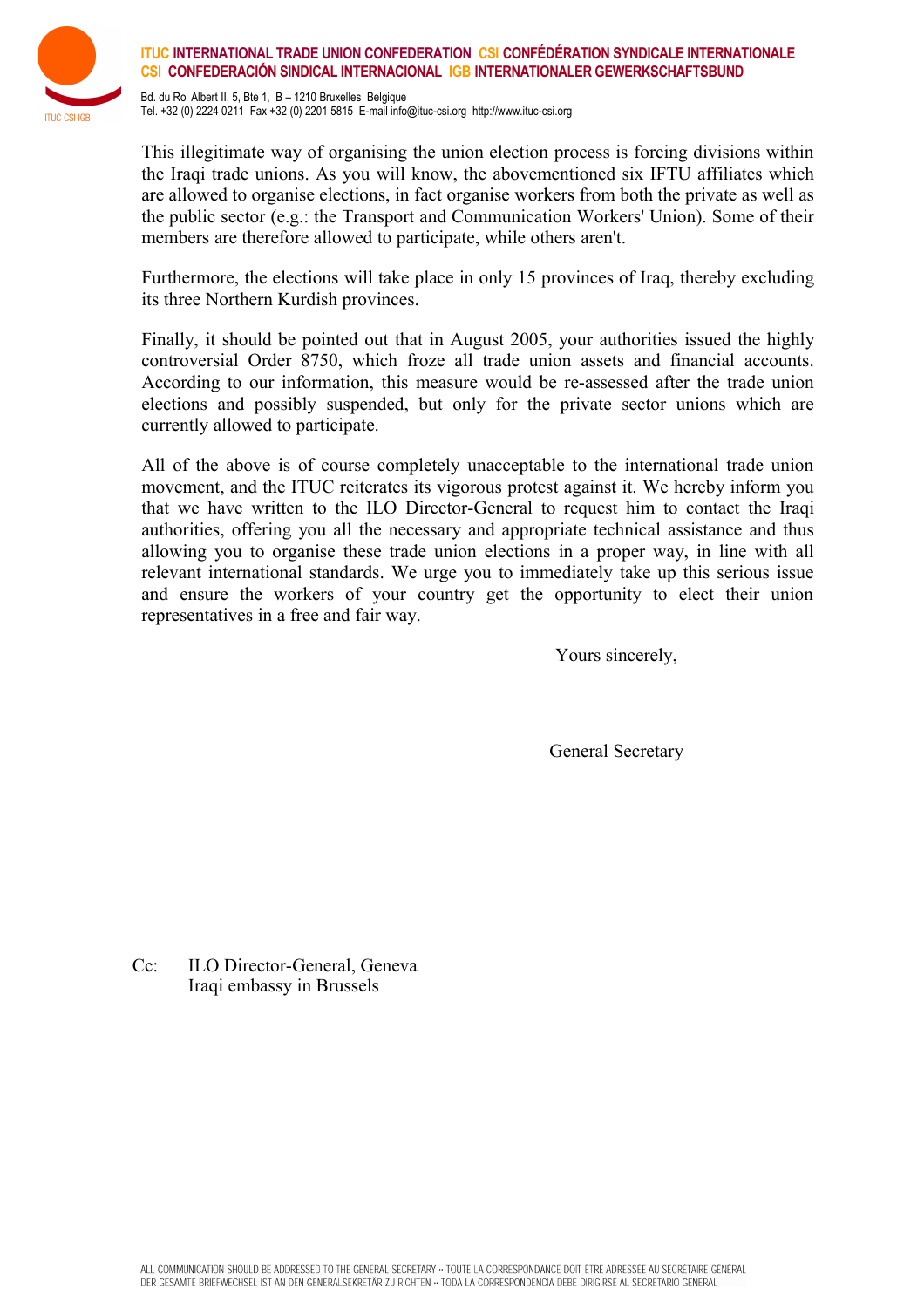This illegitimate way of organising the union election process is forcing divisions within the Iraqi trade unions. As you will know, the abovementioned six IFTU affiliates which are allowed to organise elections, in fact organise workers from both the private as well as the public sector (e.g.: the Transport and Communication Workers' Union). Some of their members are therefore allowed to participate, while others aren't.

Furthermore, the elections will take place in only 15 provinces of Iraq, thereby excluding its three Northern Kurdish provinces.

Finally, it should be pointed out that in August 2005, your authorities issued the highly controversial Order 8750, which froze all trade union assets and financial accounts. According to our information, this measure would be re-assessed after the trade union elections and possibly suspended, but only for the private sector unions which are currently allowed to participate.

All of the above is of course completely unacceptable to the international trade union movement, and the ITUC reiterates its vigorous protest against it. We hereby inform you that we have written to the ILO Director-General to request him to contact the Iraqi authorities, offering you all the necessary and appropriate technical assistance and thus allowing you to organise these trade union elections in a proper way, in line with all relevant international standards. We urge you to immediately take up this serious issue and ensure the workers of your country get the opportunity to elect their union representatives in a free and fair way.

Yours sincerely,

General Secretary

Cc: ILO Director-General, Geneva
Iraqi embassy in Brussels